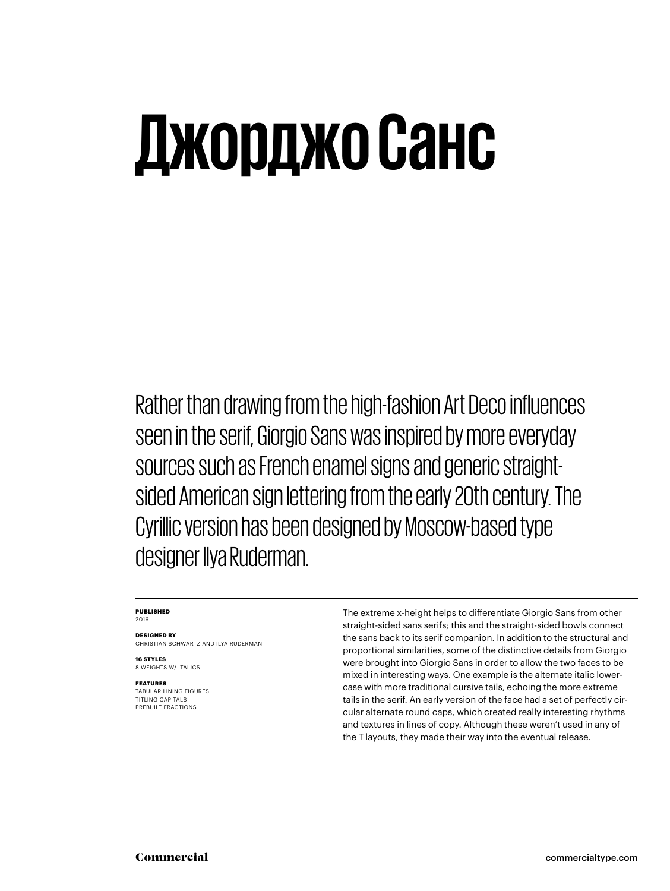# Джорджо Санс

Rather than drawing from the high-fashion Art Deco influences seen in the serif, Giorgio Sans was inspired by more everyday sources such as French enamel signs and generic straight-sided American sign lettering from the early 20th century. The Cyrillic version has been designed by Moscow-based type designer Ilya Ruderman.

**PUBLISHED**
2016

**DESIGNED BY**
CHRISTIAN SCHWARTZ AND ILYA RUDERMAN

**16 STYLES**
8 WEIGHTS W/ ITALICS

**FEATURES**
TABULAR LINING FIGURES
TITLING CAPITALS
PREBUILT FRACTIONS

The extreme x-height helps to differentiate Giorgio Sans from other straight-sided sans serifs; this and the straight-sided bowls connect the sans back to its serif companion. In addition to the structural and proportional similarities, some of the distinctive details from Giorgio were brought into Giorgio Sans in order to allow the two faces to be mixed in interesting ways. One example is the alternate italic lowercase with more traditional cursive tails, echoing the more extreme tails in the serif. An early version of the face had a set of perfectly circular alternate round caps, which created really interesting rhythms and textures in lines of copy. Although these weren't used in any of the T layouts, they made their way into the eventual release.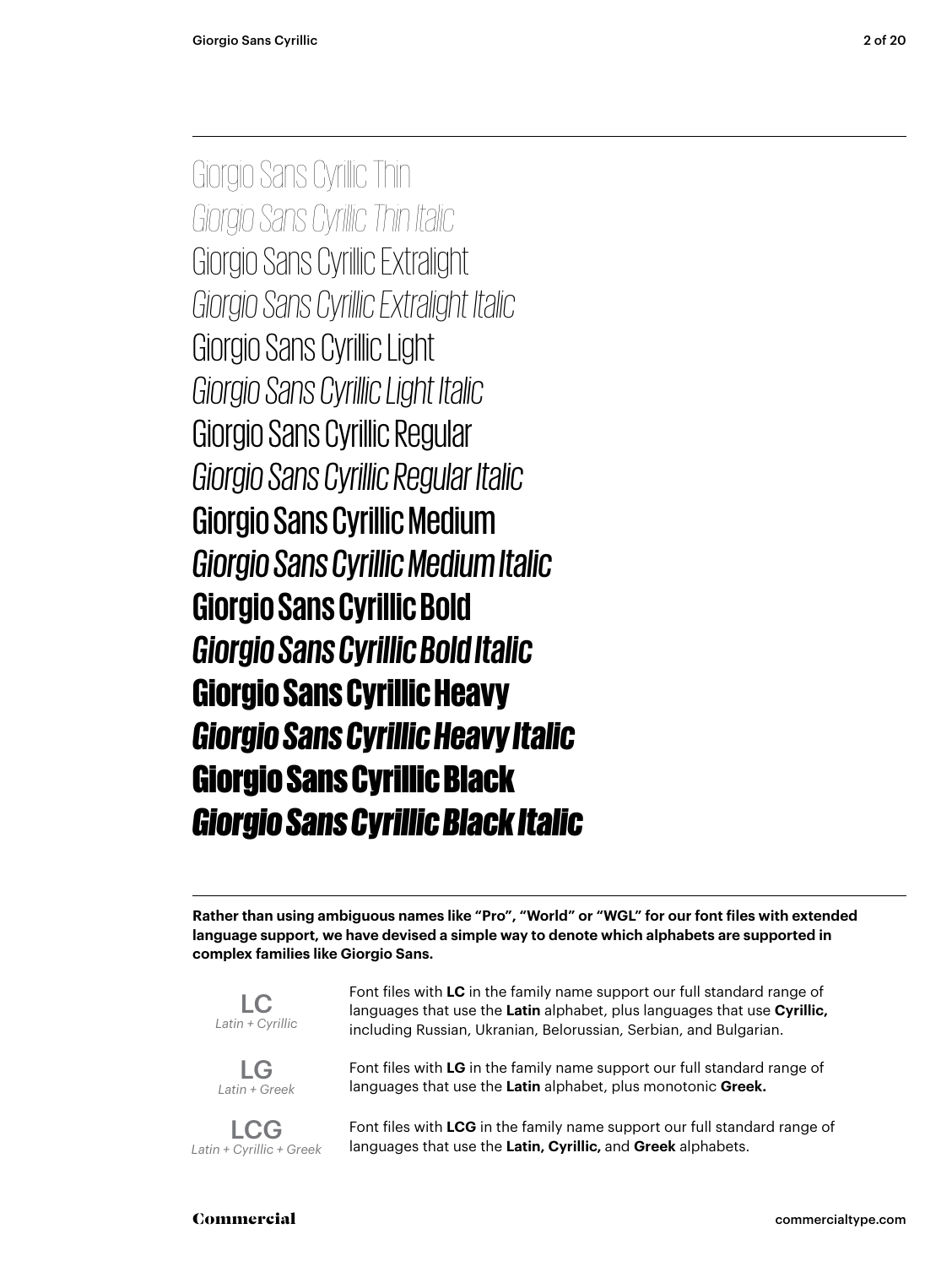Giorgio Sans Cyrillic Thin

*Giorgio Sans Cyrillic Thin Italic*

Giorgio Sans Cyrillic Extralight

*Giorgio Sans Cyrillic Extralight Italic*

Giorgio Sans Cyrillic Light

*Giorgio Sans Cyrillic Light Italic*

Giorgio Sans Cyrillic Regular

*Giorgio Sans Cyrillic Regular Italic*

Giorgio Sans Cyrillic Medium

*Giorgio Sans Cyrillic Medium Italic*

**Giorgio Sans Cyrillic Bold**

***Giorgio Sans Cyrillic Bold Italic***

**Giorgio Sans Cyrillic Heavy**

***Giorgio Sans Cyrillic Heavy Italic***

**Giorgio Sans Cyrillic Black**

***Giorgio Sans Cyrillic Black Italic***

---

**Rather than using ambiguous names like "Pro", "World" or "WGL" for our font files with extended language support, we have devised a simple way to denote which alphabets are supported in complex families like Giorgio Sans.**

LC
*Latin + Cyrillic*

Font files with **LC** in the family name support our full standard range of languages that use the **Latin** alphabet, plus languages that use **Cyrillic,** including Russian, Ukranian, Belorussian, Serbian, and Bulgarian.

LG
*Latin + Greek*

Font files with **LG** in the family name support our full standard range of languages that use the **Latin** alphabet, plus monotonic **Greek.**

LCG
*Latin + Cyrillic + Greek*

Font files with **LCG** in the family name support our full standard range of languages that use the **Latin, Cyrillic,** and **Greek** alphabets.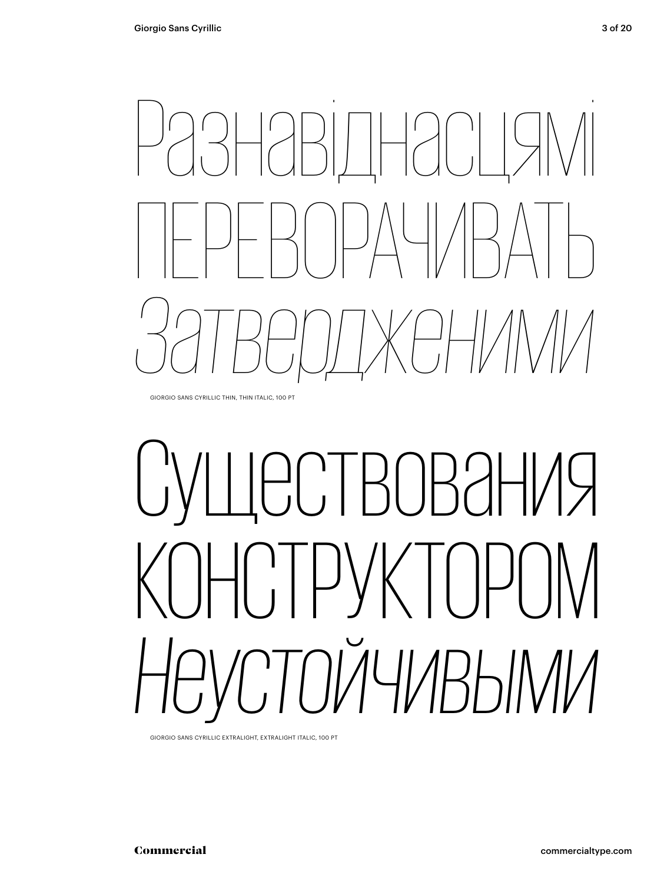Разнавіднасцямі
ПЕРЕВОРАЧИВАТЬ
*Затверодженими*

GIORGIO SANS CYRILLIC THIN, THIN ITALIC, 100 PT

Существования
КОНСТРУКТОРОМ
*Неустойчивыми*

GIORGIO SANS CYRILLIC EXTRALIGHT, EXTRALIGHT ITALIC, 100 PT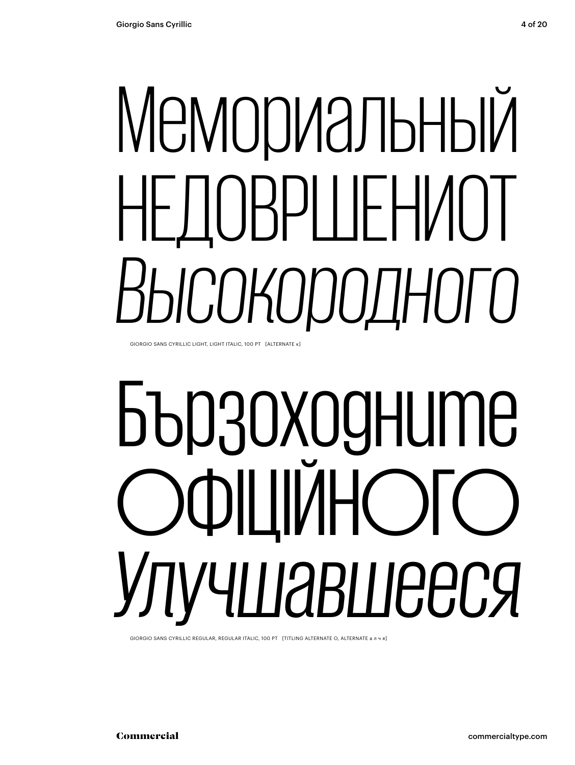# Мемориальный
# НЕДОВРШЕНИОТ
# *Высокородного*

GIORGIO SANS CYRILLIC LIGHT, LIGHT ITALIC, 100 PT [ALTERNATE к]

# Бързоходните
# ОФІЦІЙНОГО
# *Улучшавшееся*

GIORGIO SANS CYRILLIC REGULAR, REGULAR ITALIC, 100 PT [TITLING ALTERNATE О, ALTERNATE а л ч я]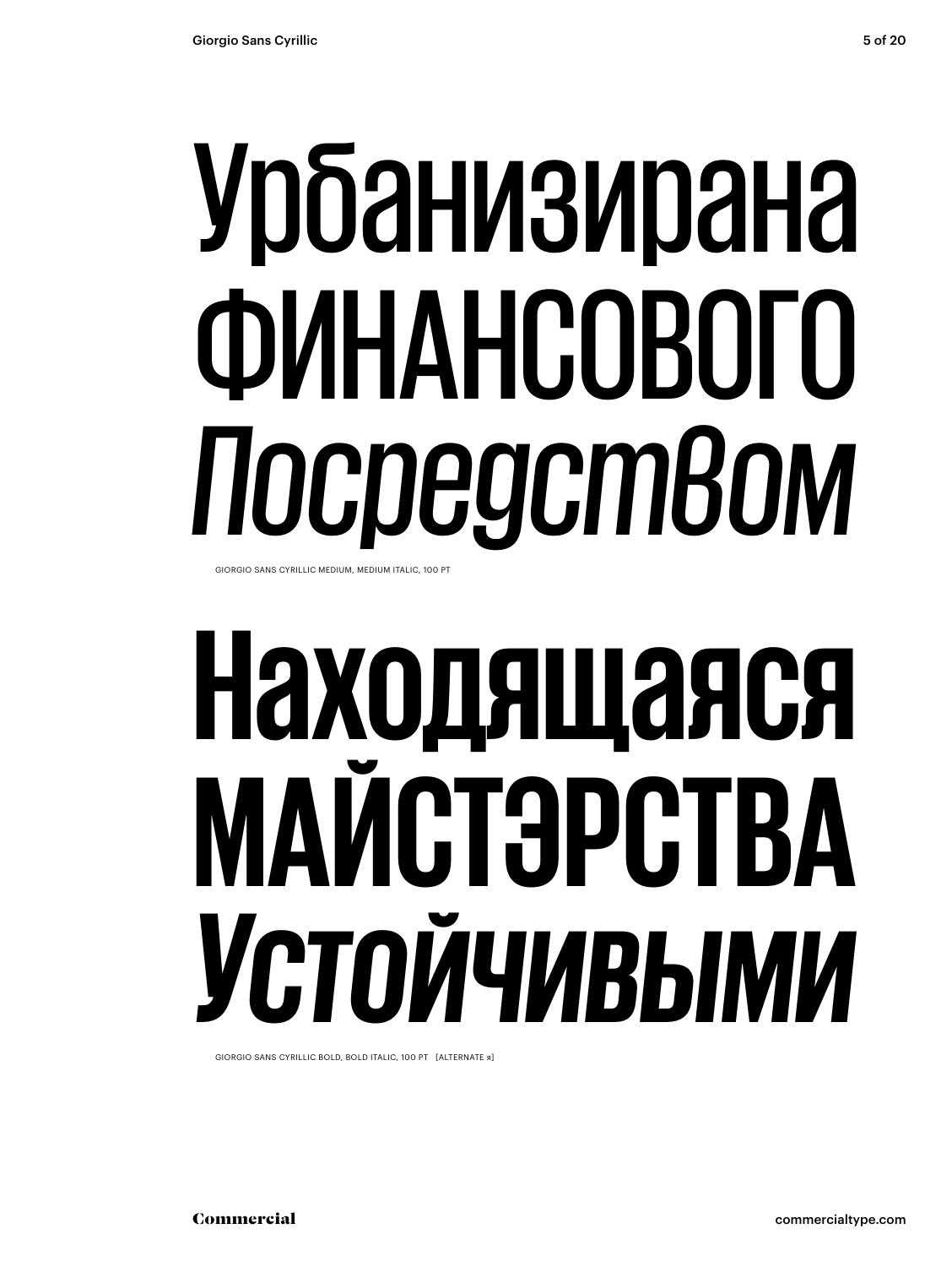Урбанизирана

ФИНАНСОВОГО

*Посредством*

GIORGIO SANS CYRILLIC MEDIUM, MEDIUM ITALIC, 100 PT

**Находящаяся**

**МАЙСТЭРСТВА**

***Устойчивыми***

GIORGIO SANS CYRILLIC BOLD, BOLD ITALIC, 100 PT [ALTERNATE я]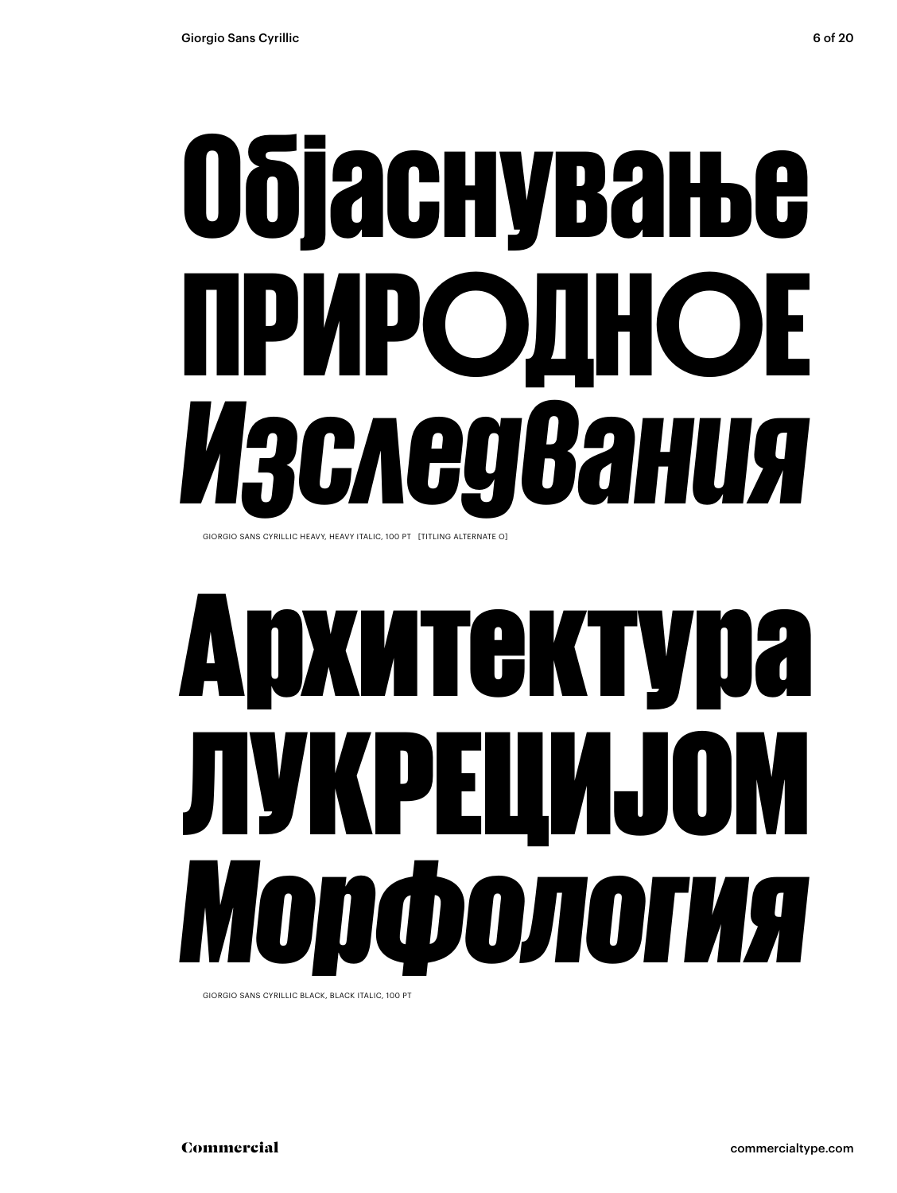Објаснување
ПРИРОДНОЕ
*Изследвания*

GIORGIO SANS CYRILLIC HEAVY, HEAVY ITALIC, 100 PT [TITLING ALTERNATE O]

Архитектура
ЛУКРЕЦИЈОМ
*Морфология*

GIORGIO SANS CYRILLIC BLACK, BLACK ITALIC, 100 PT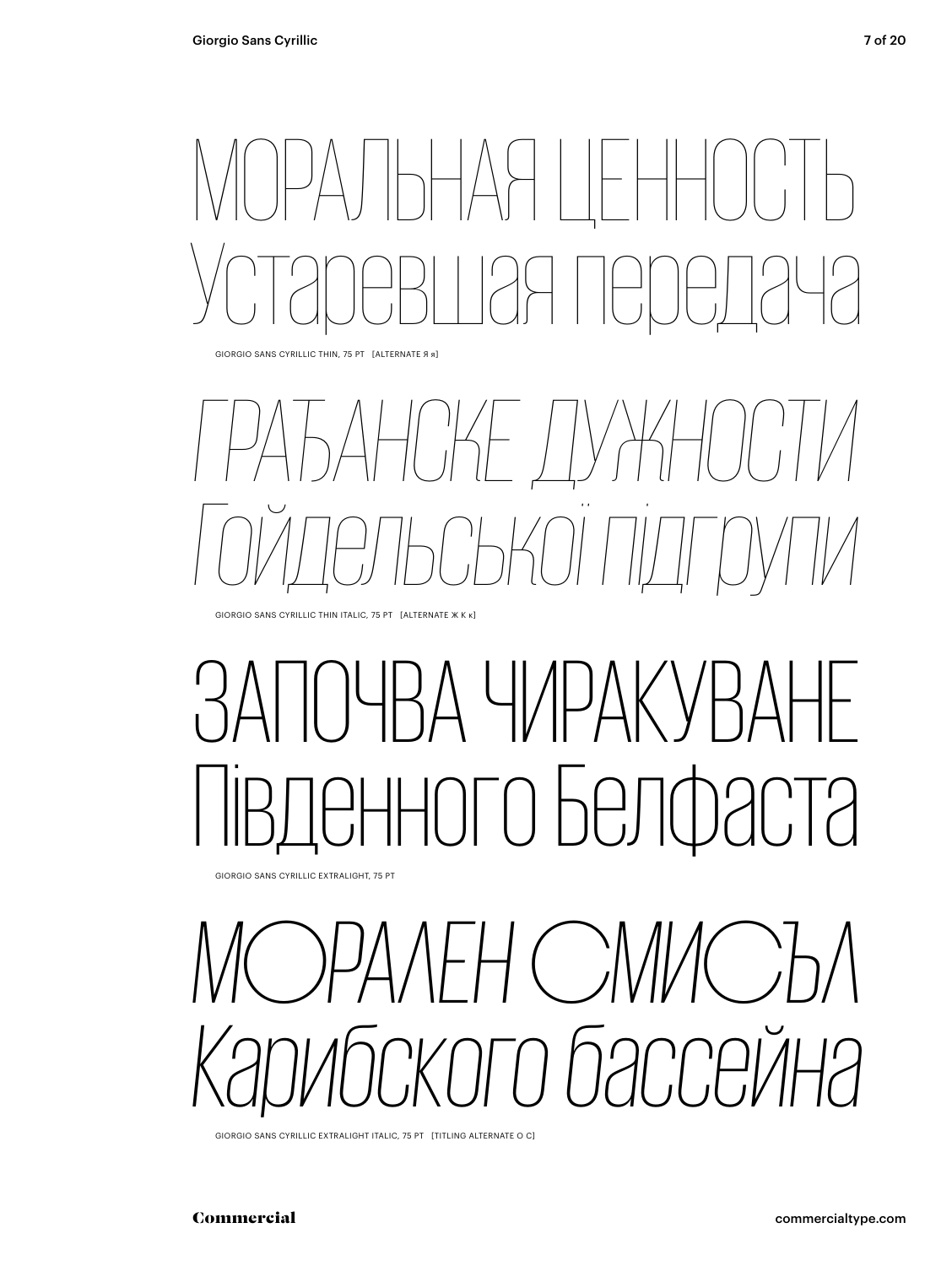МОРАЛЬНАЯ ЦЕННОСТЬ
Устаревшая передача

GIORGIO SANS CYRILLIC THIN, 75 PT [ALTERNATE Я я]

*ГРАЂАНСКЕ ДУЖНОСТИ*
*Гойдельської підгрупи*

GIORGIO SANS CYRILLIC THIN ITALIC, 75 PT [ALTERNATE Ж К к]

ЗАПОЧВА ЧИРАКУВАНЕ
Південного Белфаста

GIORGIO SANS CYRILLIC EXTRALIGHT, 75 PT

*МОРАЛЕН СМИСЪЛ*
*Карибского бассейна*

GIORGIO SANS CYRILLIC EXTRALIGHT ITALIC, 75 PT [TITLING ALTERNATE О С]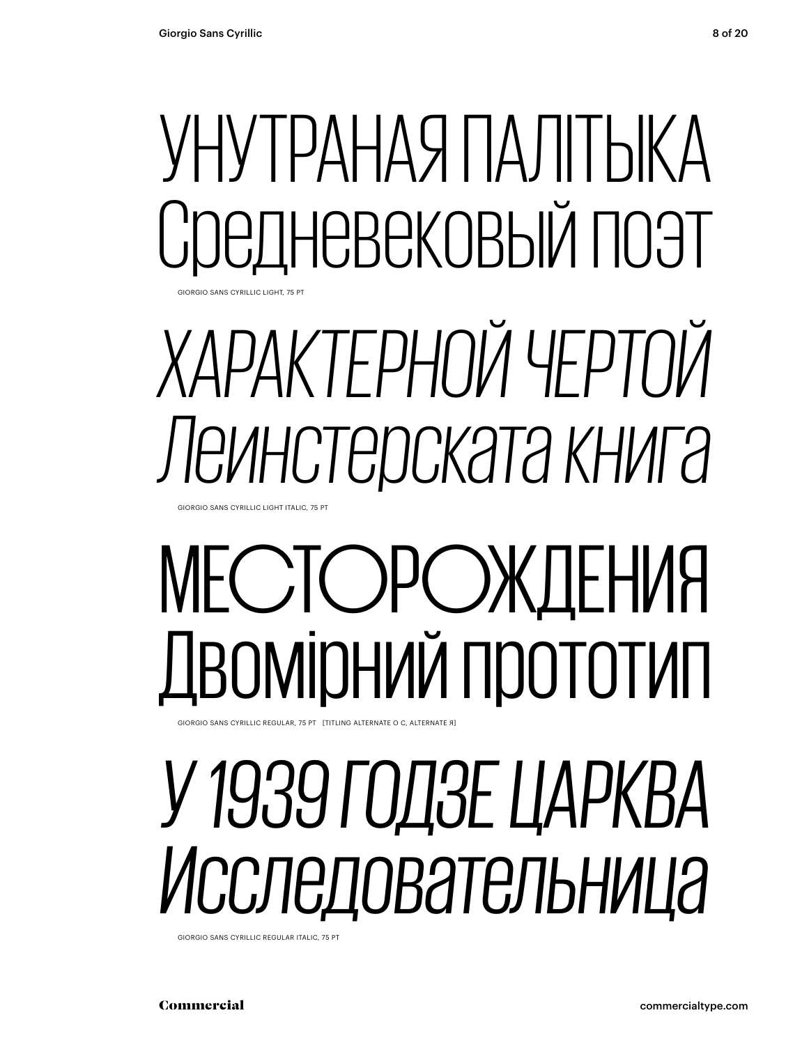УНУТРАНАЯ ПАЛІТЫКА
Средневековый поэт

GIORGIO SANS CYRILLIC LIGHT, 75 PT

*ХАРАКТЕРНОЙ ЧЕРТОЙ*
*Леинстерската книга*

GIORGIO SANS CYRILLIC LIGHT ITALIC, 75 PT

МЕСТОРОЖДЕНИЯ
Двомірний прототип

GIORGIO SANS CYRILLIC REGULAR, 75 PT [TITLING ALTERNATE О С, ALTERNATE Я]

*У 1939 ГОДЗЕ ЦАРКВА*
*Исследовательница*

GIORGIO SANS CYRILLIC REGULAR ITALIC, 75 PT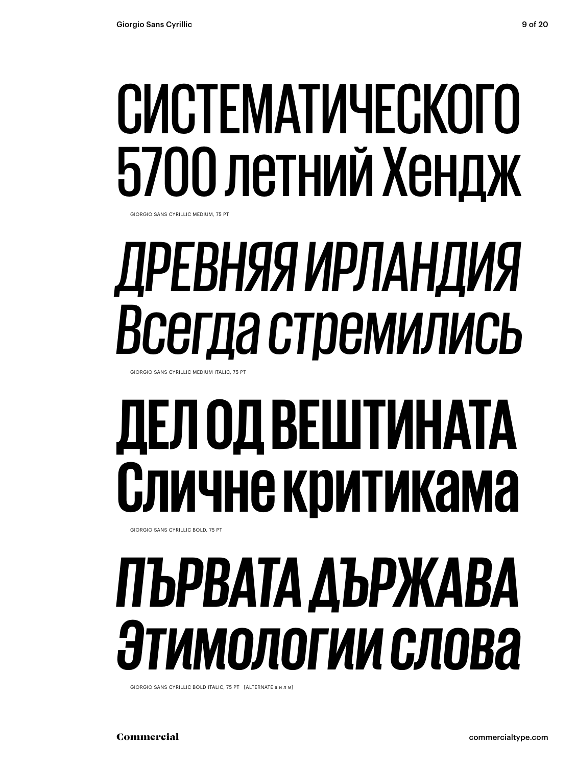СИСТЕМАТИЧЕСКОГО
5700 летний Хендж

GIORGIO SANS CYRILLIC MEDIUM, 75 PT

*ДРЕВНЯЯ ИРЛАНДИЯ*
*Всегда стремились*

GIORGIO SANS CYRILLIC MEDIUM ITALIC, 75 PT

**ДЕЛ ОД ВЕШТИНАТА**
**Сличне критикама**

GIORGIO SANS CYRILLIC BOLD, 75 PT

***ПЪРВАТА ДЪРЖАВА***
***Этимологии слова***

GIORGIO SANS CYRILLIC BOLD ITALIC, 75 PT [ALTERNATE а и л м]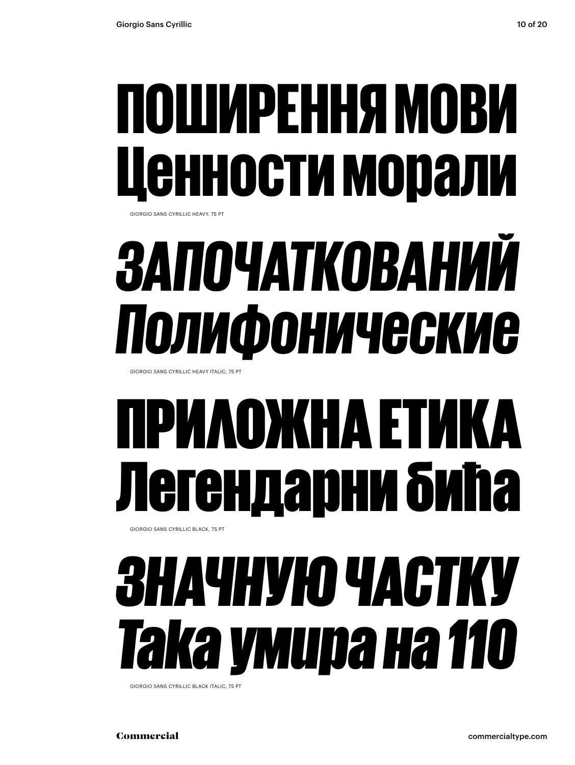# ПОШИРЕННЯ МОВИ Ценности морали

GIORGIO SANS CYRILLIC HEAVY, 75 PT

# *ЗАПОЧАТКОВАНИЙ Полифонические*

GIORGIO SANS CYRILLIC HEAVY ITALIC, 75 PT

# ПРИЛОЖНА ЕТИКА Легендарни бића

GIORGIO SANS CYRILLIC BLACK, 75 PT

# *ЗНАЧНУЮ ЧАСТКУ Така умира на 110*

GIORGIO SANS CYRILLIC BLACK ITALIC, 75 PT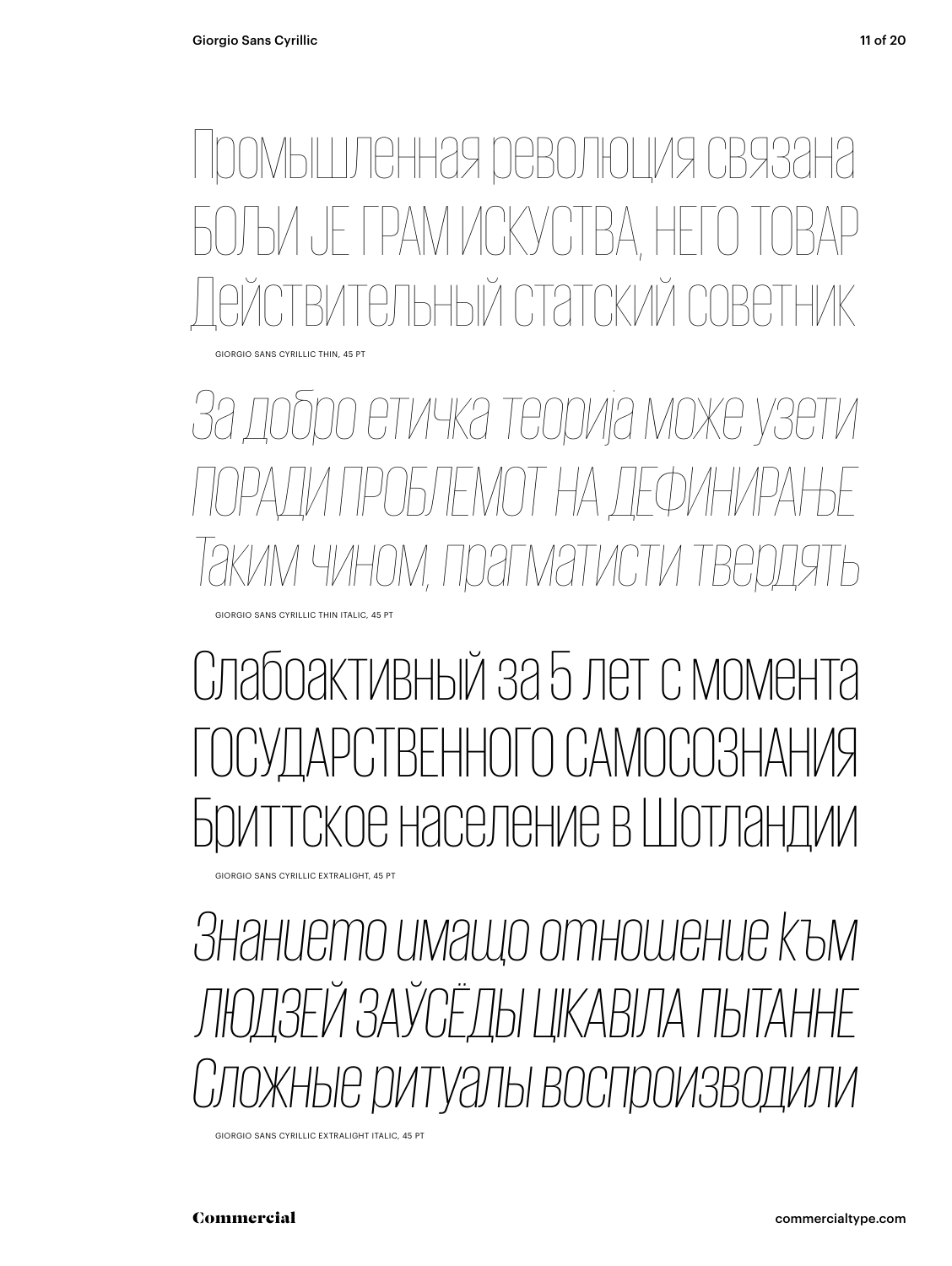Промышленная революция связана
БОЉИ ЈЕ ГРАМ ИСКУСТВА, НЕГО ТОВАР
Действительный статский советник

GIORGIO SANS CYRILLIC THIN, 45 PT

*За добро етичка теорија може узети*
*ПОРАДИ ПРОБЛЕМОТ НА ДЕФИНИРАЊЕ*
*Таким чином, прагматисти твердять*

GIORGIO SANS CYRILLIC THIN ITALIC, 45 PT

Слабоактивный за 5 лет с момента
ГОСУДАРСТВЕННОГО САМОСОЗНАНИЯ
Бриттское население в Шотландии

GIORGIO SANS CYRILLIC EXTRALIGHT, 45 PT

*Знанието имащо отношение към*
*ЛЮДЗЕЙ ЗАЎСЁДЫ ЦІКАВІЛА ПЫТАННЕ*
*Сложные ритуалы воспроизводили*

GIORGIO SANS CYRILLIC EXTRALIGHT ITALIC, 45 PT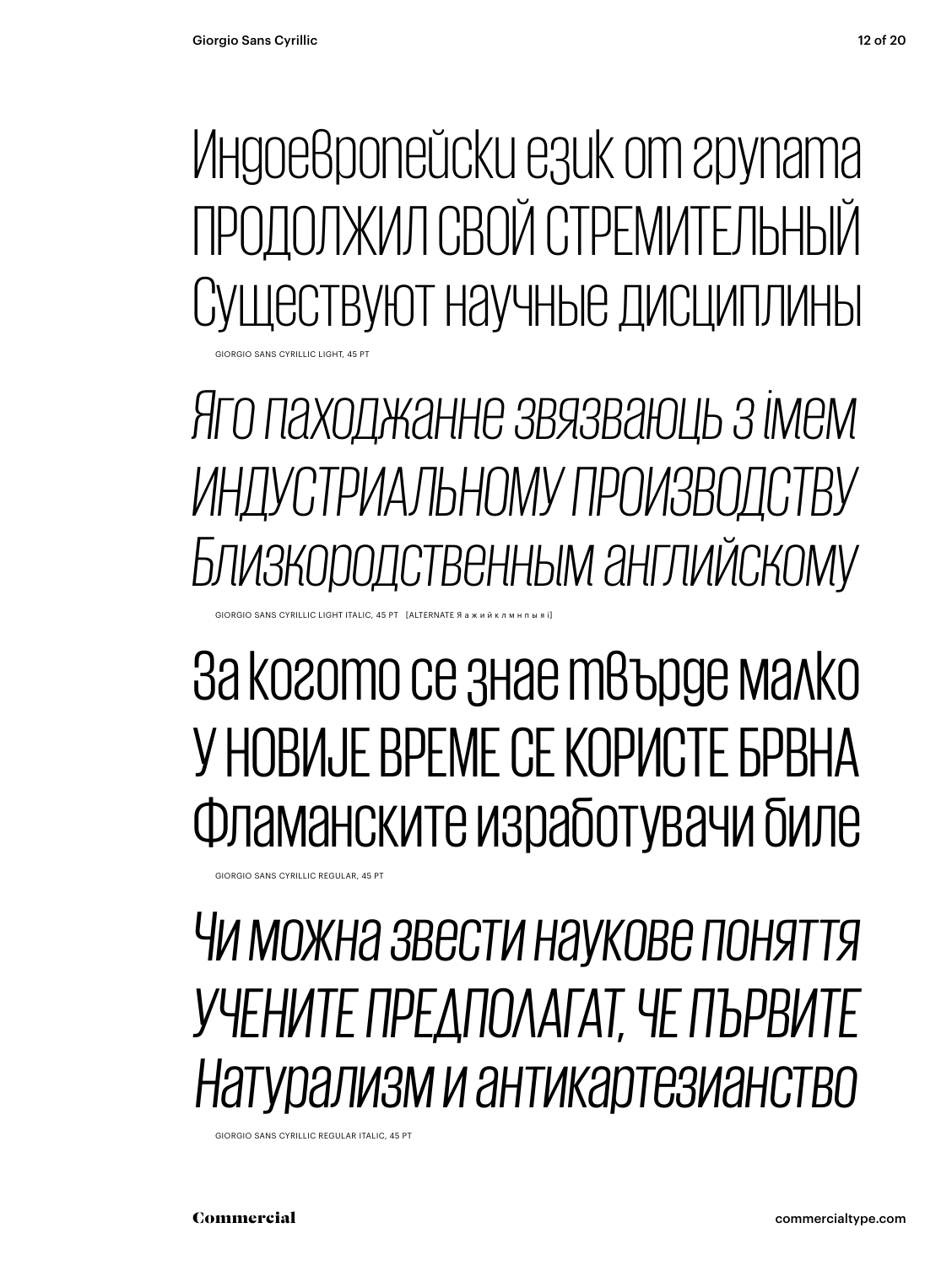Индоевропейски език от групата
ПРОДОЛЖИЛ СВОЙ СТРЕМИТЕЛЬНЫЙ
Существуют научные дисциплины

GIORGIO SANS CYRILLIC LIGHT, 45 PT

*Яго паходжанне звязваюць з імем*
*ИНДУСТРИАЛЬНОМУ ПРОИЗВОДСТВУ*
*Близкородственным английскому*

GIORGIO SANS CYRILLIC LIGHT ITALIC, 45 PT [ALTERNATE Я а ж и й к л м н п ы я і]

За когото се знае твърде малко
У НОВИЈЕ ВРЕМЕ СЕ КОРИСТЕ БРВНА
Фламанските изработувачи биле

GIORGIO SANS CYRILLIC REGULAR, 45 PT

*Чи можна звести наукове поняття*
*УЧЕНИТЕ ПРЕДПОЛАГАТ, ЧЕ ПЪРВИТЕ*
*Натурализм и антикартезианство*

GIORGIO SANS CYRILLIC REGULAR ITALIC, 45 PT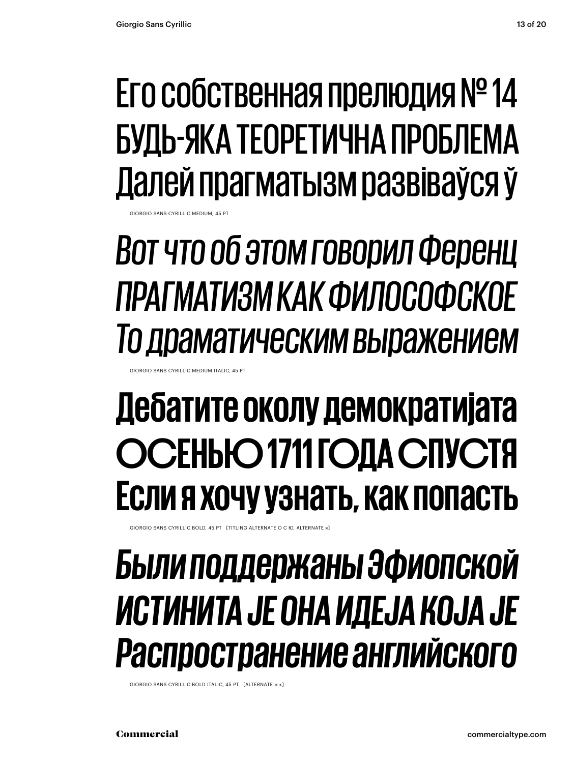Его собственная прелюдия № 14
БУДЬ-ЯКА ТЕОРЕТИЧНА ПРОБЛЕМА
Далей прагматызм развіваўся ў

GIORGIO SANS CYRILLIC MEDIUM, 45 PT

*Вот что об этом говорил Ференц*
*ПРАГМАТИЗМ КАК ФИЛОСОФСКОЕ*
*То драматическим выражением*

GIORGIO SANS CYRILLIC MEDIUM ITALIC, 45 PT

**Дебатите околу демократијата**
**ОСЕНЬЮ 1711 ГОДА СПУСТЯ**
**Если я хочу узнать, как попасть**

GIORGIO SANS CYRILLIC BOLD, 45 PT [TITLING ALTERNATE О С Ю, ALTERNATE я]

***Были поддержаны Эфиопской***
***ИСТИНИТА ЈЕ ОНА ИДЕЈА КОЈА ЈЕ***
***Распространение английского***

GIORGIO SANS CYRILLIC BOLD ITALIC, 45 PT [ALTERNATE ж к]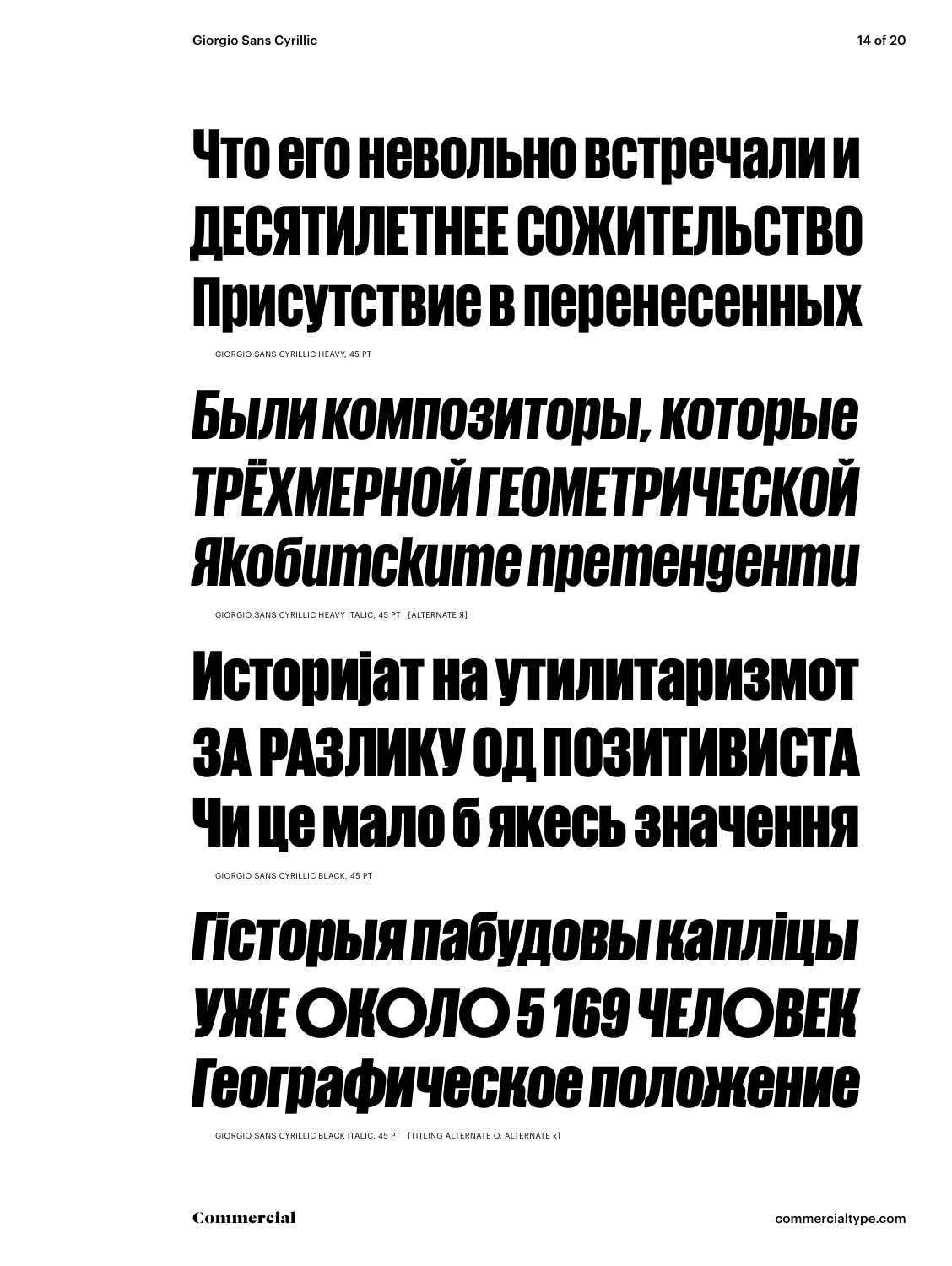Что его невольно встречали и
ДЕСЯТИЛЕТНЕЕ СОЖИТЕЛЬСТВО
Присутствие в перенесенных

GIORGIO SANS CYRILLIC HEAVY, 45 PT

*Были композиторы, которые*
*ТРЁХМЕРНОЙ ГЕОМЕТРИЧЕСКОЙ*
*Якобитските претенденти*

GIORGIO SANS CYRILLIC HEAVY ITALIC, 45 PT [ALTERNATE Я]

Историјат на утилитаризмот
ЗА РАЗЛИКУ ОД ПОЗИТИВИСТА
Чи це мало б якесь значення

GIORGIO SANS CYRILLIC BLACK, 45 PT

*Гісторыя пабудовы капліцы*
*УЖЕ ОКОЛО 5 169 ЧЕЛОВЕК*
*Географическое положение*

GIORGIO SANS CYRILLIC BLACK ITALIC, 45 PT [TITLING ALTERNATE О, ALTERNATE К]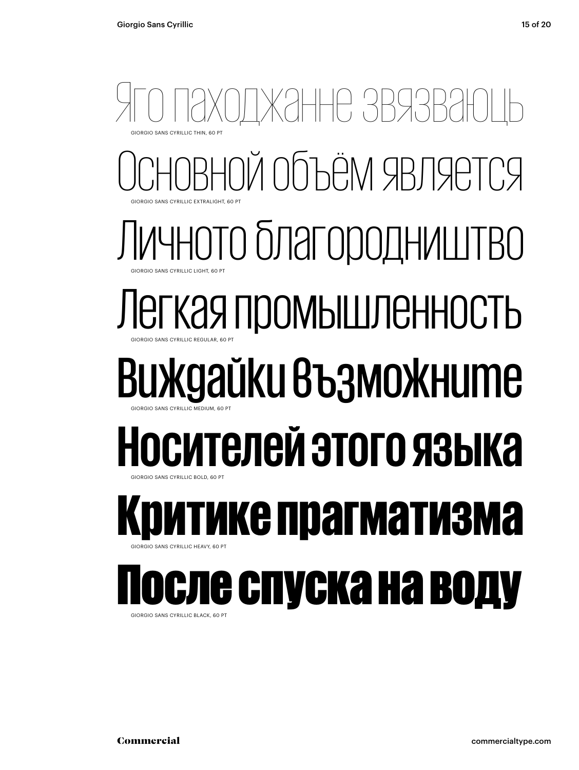Яго паходжанне звязваюць

GIORGIO SANS CYRILLIC THIN, 60 PT

Основной объём является

GIORGIO SANS CYRILLIC EXTRALIGHT, 60 PT

Личното благородништво

GIORGIO SANS CYRILLIC LIGHT, 60 PT

Легкая промышленность

GIORGIO SANS CYRILLIC REGULAR, 60 PT

Виждайки възможните

GIORGIO SANS CYRILLIC MEDIUM, 60 PT

**Носителей этого языка**

GIORGIO SANS CYRILLIC BOLD, 60 PT

**Критике прагматизма**

GIORGIO SANS CYRILLIC HEAVY, 60 PT

**После спуска на воду**

GIORGIO SANS CYRILLIC BLACK, 60 PT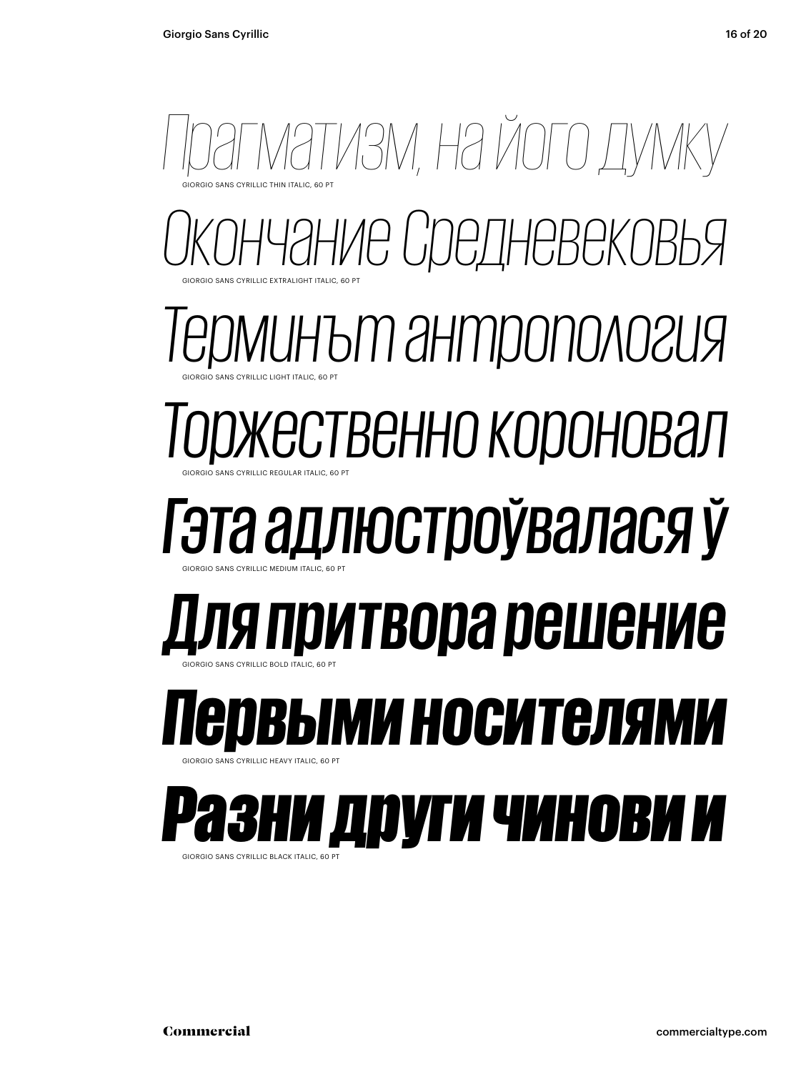*Прагматизм, на його думку*

GIORGIO SANS CYRILLIC THIN ITALIC, 60 PT

*Окончание Средневековья*

GIORGIO SANS CYRILLIC EXTRALIGHT ITALIC, 60 PT

*Терминът антропология*

GIORGIO SANS CYRILLIC LIGHT ITALIC, 60 PT

*Торжественно короновал*

GIORGIO SANS CYRILLIC REGULAR ITALIC, 60 PT

*Гэта адлюстроўвалася ў*

GIORGIO SANS CYRILLIC MEDIUM ITALIC, 60 PT

***Для притвора решение***

GIORGIO SANS CYRILLIC BOLD ITALIC, 60 PT

***Первыми носителями***

GIORGIO SANS CYRILLIC HEAVY ITALIC, 60 PT

***Разни други чинови и***

GIORGIO SANS CYRILLIC BLACK ITALIC, 60 PT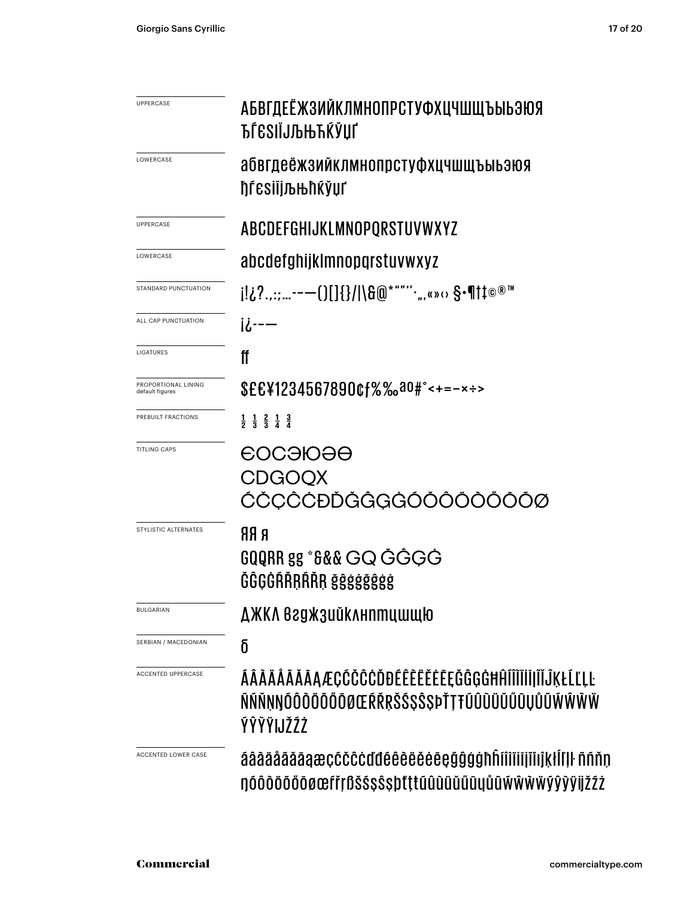UPPERCASE

АБВГДЕЁЖЗИЙКЛМНОПРСТУФХЦЧШЩЪЫЬЭЮЯ
ЂЃЄЅІЇЈЉЊЋЌЎЏҐ

LOWERCASE

абвгдеёжзийклмнопрстуфхцчшщъыьэюя
ђѓєѕіїјљњћќўџґ

UPPERCASE

ABCDEFGHIJKLMNOPQRSTUVWXYZ

LOWERCASE

abcdefghijklmnopqrstuvwxyz

STANDARD PUNCTUATION

¡!¿?.,:;…-–—()[]{}/|\&@*"""''·„‚«»‹› §•¶†‡©®™

ALL CAP PUNCTUATION

¡¿-–—

LIGATURES

ff

PROPORTIONAL LINING
default figures

$£€¥1234567890¢ƒ%‰ªº#°<+=−×÷>

PREBUILT FRACTIONS

½ ⅓ ⅔ ¼ ¾

TITLING CAPS

ЄОСЭЮӘӨ
CDGOQX
ĆČÇĈĊĐĎĞĜĢĠÓǑÔÖÒŐŌÕØ

STYLISTIC ALTERNATES

ЯЯ я
GQQRR gg *&&& GQ ĞĜĢĠ
ĞĜĢĠŔŘŖŔŘŖ ğĝģġğĝģġ

BULGARIAN

ДЖКЛ вгджзийклнптцшщю

SERBIAN / MACEDONIAN

б

ACCENTED UPPERCASE

ÁÂÀÄÅÃĂĀĄÆÇĆČĈĊĎĐÉÊÈËĚĖĒĘĞĜĢĠĦĤÍÎÌÏİĮĨĬĴĶŁĹĽĻĿ
ÑŃŇŅŊÓÔÒÖÕŐŌØŒŔŘŖŠŚŞŜȘÞŤŢŦÚÛÙÜŬŰŪŲŮŨẂŴẀẄ
ÝŶỲŸĲŽŹŻ

ACCENTED LOWER CASE

áâàäåãăāąæçćčĉċďđéêèëěėēęğĝģġħĥíîìïiįĩĭıĵķłĺľļŀ ñńňņ
ŋóôòöõőōøœŕřŗßšśşŝșþťţŧúûùüŭűūųůũẃŵẁẅýŷỳÿĳžźż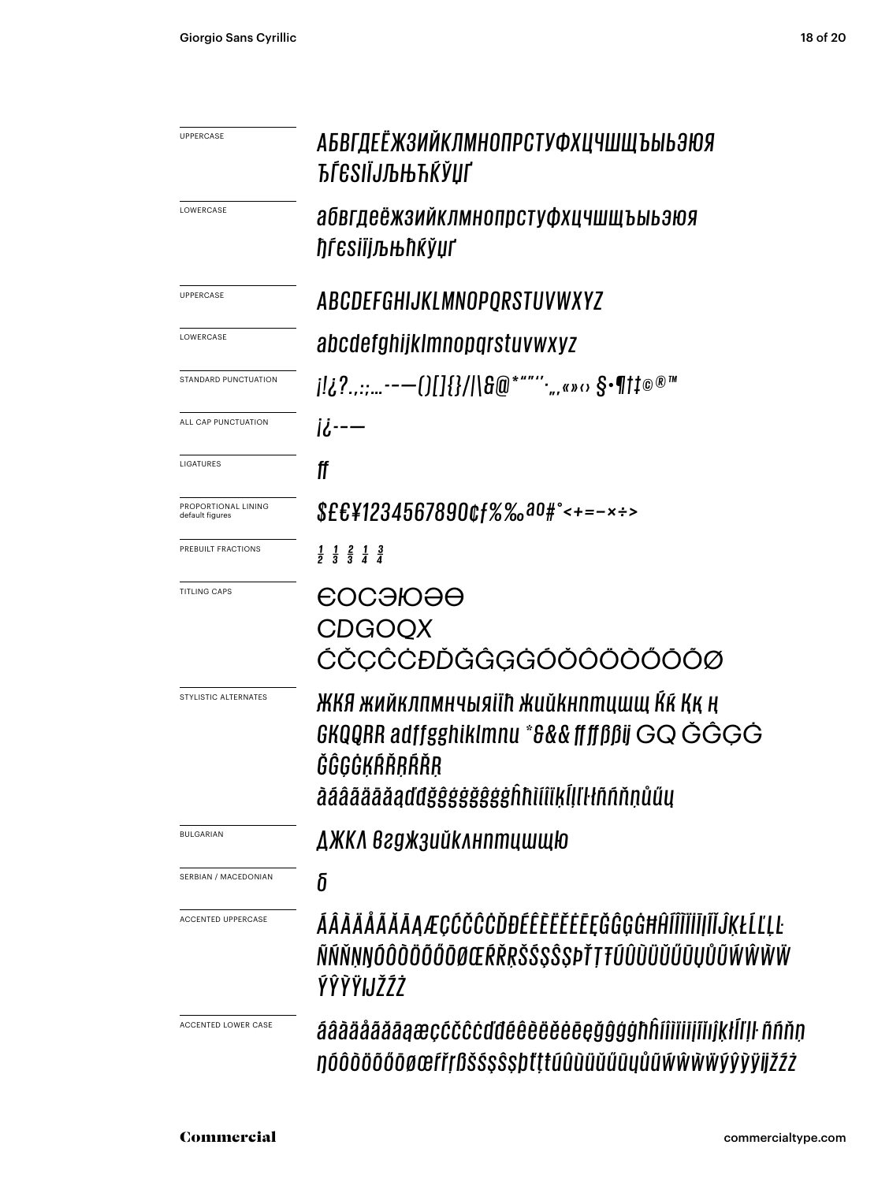| | |
|---|---|
| UPPERCASE | АБВГДЕЁЖЗИЙКЛМНОПРСТУФХЦЧШЩЪЫЬЭЮЯ ЂЃЄЅІЇЈЉЊЋЌЎЏҐ |
| LOWERCASE | абвгдеёжзийклмнопрстуфхцчшщъыьэюя ђѓєѕіїјљњћќўџґ |
| UPPERCASE | ABCDEFGHIJKLMNOPQRSTUVWXYZ |
| LOWERCASE | abcdefghijklmnopqrstuvwxyz |
| STANDARD PUNCTUATION | ¡!¿?.,:;…-–—()[]{}/\|\&@*"'"'·„‚«»‹› §•¶†‡©®™ |
| ALL CAP PUNCTUATION | ¡¿-–— |
| LIGATURES | ff |
| PROPORTIONAL LINING default figures | $£€¥1234567890¢ƒ%‰ªº#°<+=−×÷> |
| PREBUILT FRACTIONS | ½ ⅓ ⅔ ¼ ¾ |
| TITLING CAPS | ЄОСЭЮӘӨ CDGOQX ĆČÇĈĊĐĎĞĜĢĠÓŎÔÖÒŐŌÕØ |
| STYLISTIC ALTERNATES | ЖКЯ жийклпмнчыяіїћ жийкнптцшщ Ќќ Ққ ң GKQQRR adffgghiklmnu *&&& ffffßßij GQ ĞĜĢĠ ĞĜĢĠĶŔŘŖŔŘŖ àáâãäāăąďđğĝģġğĝģġĥħìíîïķĺļľŀłñńňņůűų |
| BULGARIAN | ДЖКЛ вгджзийклнптцшщю |
| SERBIAN / MACEDONIAN | б |
| ACCENTED UPPERCASE | ÁÂÀÄÅÃĂĀĄÆÇĆČĈĊĎĐÉÊÈËĚĖĒĘĞĜĢĠĦĤÍÎÌÏĪĮĨĬĴĶŁĹĽĻĿ ÑŃŇŅŊÓÔÒÖÕŐŌØŒŔŘŖŠŚŞŜȘÞŤŢŦÚÛÙÜŬŰŪŲŮŨẂŴẀẄ ÝŶỲŸĲŽŹŻ |
| ACCENTED LOWER CASE | áâàäåãăāąæçćčĉċďđéêèëěėēęğĝģġħĥíîìïīįĩĭıķłĺľļŀ ñńňņ ŋóôòöõőōøœŕřŗßšśşŝșþťţŧúûùüŭűūųůũẃŵẁẅýŷỳÿĳžźż |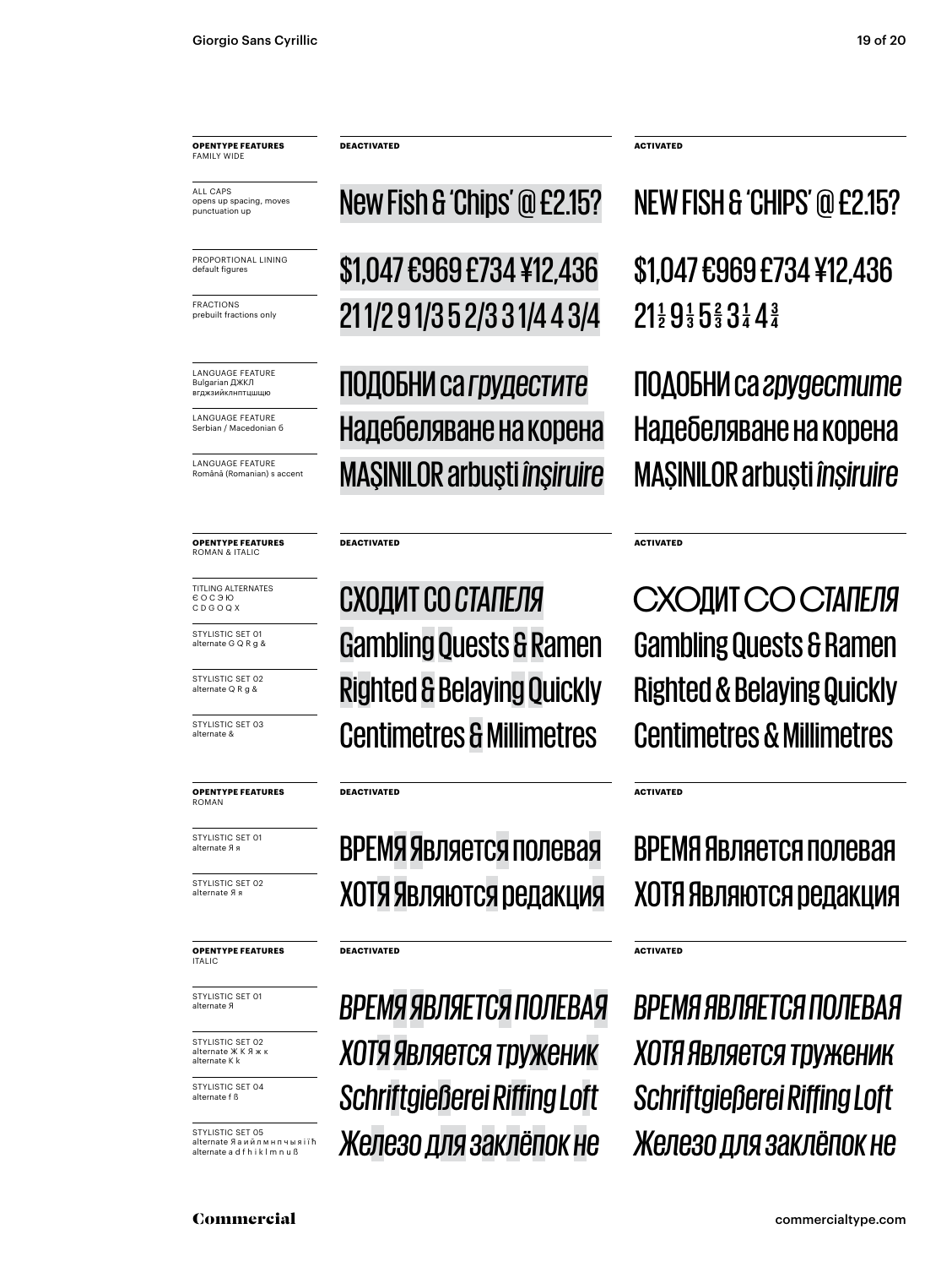| **OPENTYPE FEATURES** FAMILY WIDE | **DEACTIVATED** | **ACTIVATED** |
|---|---|---|
| ALL CAPS opens up spacing, moves punctuation up | New Fish & 'Chips' @ £2.15? | NEW FISH & 'CHIPS' @ £2.15? |
| PROPORTIONAL LINING default figures | $1,047 €969 £734 ¥12,436 | $1,047 €969 £734 ¥12,436 |
| FRACTIONS prebuilt fractions only | 21 1/2 9 1/3 5 2/3 3 1/4 4 3/4 | 21½ 9⅓ 5⅔ 3¼ 4¾ |
| LANGUAGE FEATURE Bulgarian ДЖКЛ вгджзийклнптцшщю | ПОДОБНИ са *грудестите* | ПОДОБНИ са *грудестите* |
| LANGUAGE FEATURE Serbian / Macedonian б | Надебеляване на корена | Надебеляване на корена |
| LANGUAGE FEATURE Română (Romanian) s accent | MAŞINILOR arbuşti *înşiruire* | MAȘINILOR arbuști *înșiruire* |

| **OPENTYPE FEATURES** ROMAN & ITALIC | **DEACTIVATED** | **ACTIVATED** |
|---|---|---|
| TITLING ALTERNATES Є О С Э Ю C D G O Q X | СХОДИТ СО *СТАПЕЛЯ* | СХОДИТ СО *СТАПЕЛЯ* |
| STYLISTIC SET 01 alternate G Q R g & | Gambling Quests & Ramen | Gambling Quests & Ramen |
| STYLISTIC SET 02 alternate Q R g & | Righted & Belaying Quickly | Righted & Belaying Quickly |
| STYLISTIC SET 03 alternate & | Centimetres & Millimetres | Centimetres & Millimetres |

| **OPENTYPE FEATURES** ROMAN | **DEACTIVATED** | **ACTIVATED** |
|---|---|---|
| STYLISTIC SET 01 alternate Я я | ВРЕМЯ Является полевая | ВРЕМЯ Является полевая |
| STYLISTIC SET 02 alternate Я я | ХОТЯ Являются редакция | ХОТЯ Являются редакция |

| **OPENTYPE FEATURES** ITALIC | **DEACTIVATED** | **ACTIVATED** |
|---|---|---|
| STYLISTIC SET 01 alternate Я | *ВРЕМЯ ЯВЛЯЕТСЯ ПОЛЕВАЯ* | *ВРЕМЯ ЯВЛЯЕТСЯ ПОЛЕВАЯ* |
| STYLISTIC SET 02 alternate Ж К Я ж к alternate K k | *ХОТЯ Является труженик* | *ХОТЯ Является труженик* |
| STYLISTIC SET 04 alternate f ß | *Schriftgießerei Riffing Loft* | *Schriftgießerei Riffing Loft* |
| STYLISTIC SET 05 alternate Я а и й л м н п ч ы я і ї ћ alternate a d f h i k l m n u ß | *Железо для заклёпок не* | *Железо для заклёпок не* |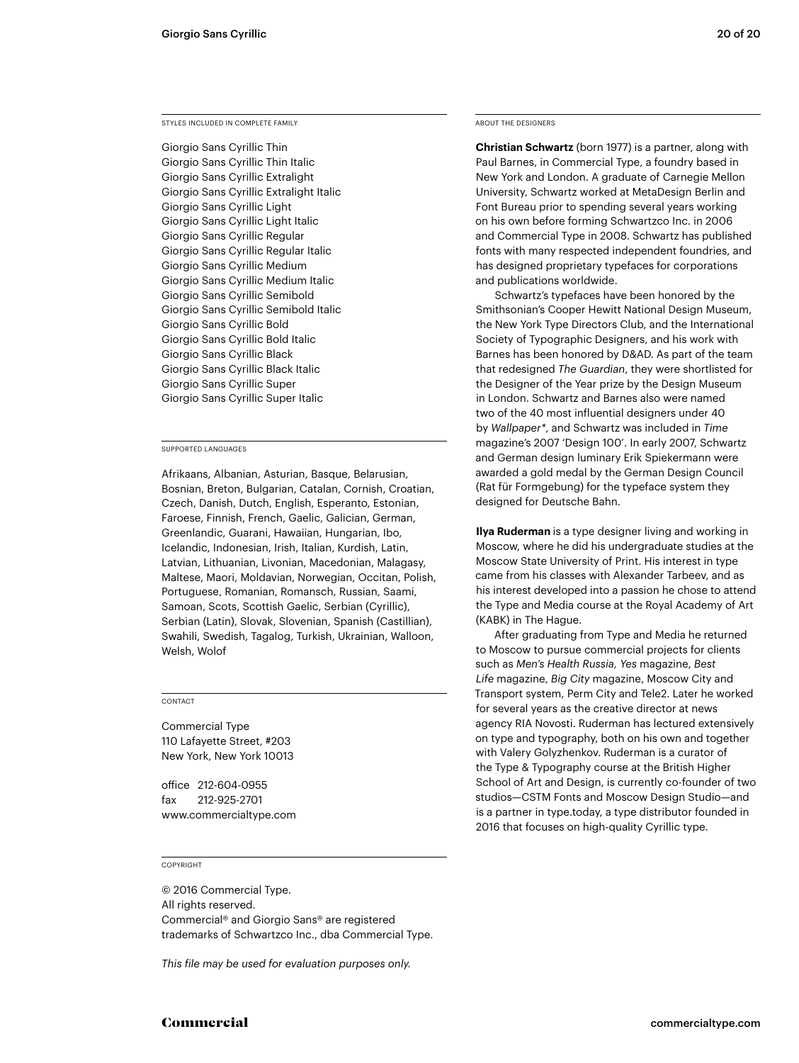## STYLES INCLUDED IN COMPLETE FAMILY

Giorgio Sans Cyrillic Thin
Giorgio Sans Cyrillic Thin Italic
Giorgio Sans Cyrillic Extralight
Giorgio Sans Cyrillic Extralight Italic
Giorgio Sans Cyrillic Light
Giorgio Sans Cyrillic Light Italic
Giorgio Sans Cyrillic Regular
Giorgio Sans Cyrillic Regular Italic
Giorgio Sans Cyrillic Medium
Giorgio Sans Cyrillic Medium Italic
Giorgio Sans Cyrillic Semibold
Giorgio Sans Cyrillic Semibold Italic
Giorgio Sans Cyrillic Bold
Giorgio Sans Cyrillic Bold Italic
Giorgio Sans Cyrillic Black
Giorgio Sans Cyrillic Black Italic
Giorgio Sans Cyrillic Super
Giorgio Sans Cyrillic Super Italic

## SUPPORTED LANGUAGES

Afrikaans, Albanian, Asturian, Basque, Belarusian, Bosnian, Breton, Bulgarian, Catalan, Cornish, Croatian, Czech, Danish, Dutch, English, Esperanto, Estonian, Faroese, Finnish, French, Gaelic, Galician, German, Greenlandic, Guarani, Hawaiian, Hungarian, Ibo, Icelandic, Indonesian, Irish, Italian, Kurdish, Latin, Latvian, Lithuanian, Livonian, Macedonian, Malagasy, Maltese, Maori, Moldavian, Norwegian, Occitan, Polish, Portuguese, Romanian, Romansch, Russian, Saami, Samoan, Scots, Scottish Gaelic, Serbian (Cyrillic), Serbian (Latin), Slovak, Slovenian, Spanish (Castillian), Swahili, Swedish, Tagalog, Turkish, Ukrainian, Walloon, Welsh, Wolof

## CONTACT

Commercial Type
110 Lafayette Street, #203
New York, New York 10013

office 212-604-0955
fax 212-925-2701
www.commercialtype.com

## COPYRIGHT

© 2016 Commercial Type.
All rights reserved.
Commercial® and Giorgio Sans® are registered trademarks of Schwartzco Inc., dba Commercial Type.

*This file may be used for evaluation purposes only.*

## ABOUT THE DESIGNERS

**Christian Schwartz** (born 1977) is a partner, along with Paul Barnes, in Commercial Type, a foundry based in New York and London. A graduate of Carnegie Mellon University, Schwartz worked at MetaDesign Berlin and Font Bureau prior to spending several years working on his own before forming Schwartzco Inc. in 2006 and Commercial Type in 2008. Schwartz has published fonts with many respected independent foundries, and has designed proprietary typefaces for corporations and publications worldwide.

Schwartz's typefaces have been honored by the Smithsonian's Cooper Hewitt National Design Museum, the New York Type Directors Club, and the International Society of Typographic Designers, and his work with Barnes has been honored by D&AD. As part of the team that redesigned *The Guardian*, they were shortlisted for the Designer of the Year prize by the Design Museum in London. Schwartz and Barnes also were named two of the 40 most influential designers under 40 by *Wallpaper**, and Schwartz was included in *Time* magazine's 2007 'Design 100'. In early 2007, Schwartz and German design luminary Erik Spiekermann were awarded a gold medal by the German Design Council (Rat für Formgebung) for the typeface system they designed for Deutsche Bahn.

**Ilya Ruderman** is a type designer living and working in Moscow, where he did his undergraduate studies at the Moscow State University of Print. His interest in type came from his classes with Alexander Tarbeev, and as his interest developed into a passion he chose to attend the Type and Media course at the Royal Academy of Art (KABK) in The Hague.

After graduating from Type and Media he returned to Moscow to pursue commercial projects for clients such as *Men's Health Russia*, *Yes* magazine, *Best Life* magazine, *Big City* magazine, Moscow City and Transport system, Perm City and Tele2. Later he worked for several years as the creative director at news agency RIA Novosti. Ruderman has lectured extensively on type and typography, both on his own and together with Valery Golyzhenkov. Ruderman is a curator of the Type & Typography course at the British Higher School of Art and Design, is currently co-founder of two studios—CSTM Fonts and Moscow Design Studio—and is a partner in type.today, a type distributor founded in 2016 that focuses on high-quality Cyrillic type.